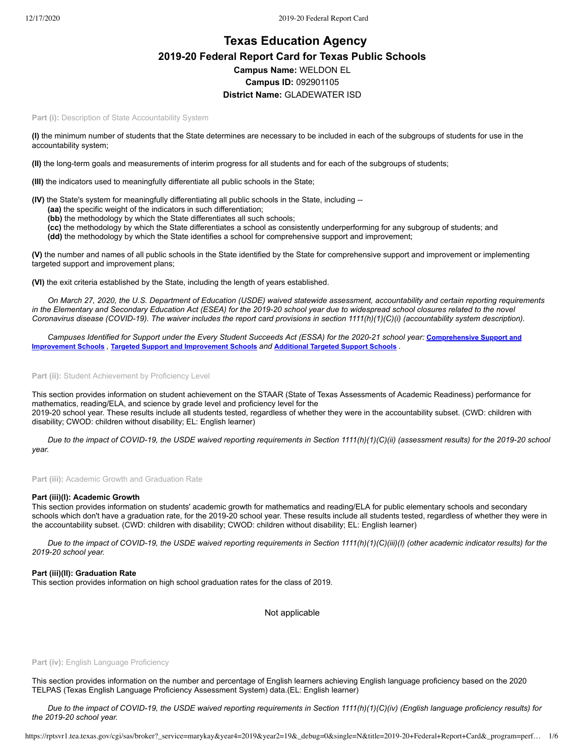# Texas Education Agency

## 2019-20 Federal Report Card for Texas Public Schools

**Campus Name:** WELDON EL

**Campus ID:** 092901105

**District Name:** GLADEWATER ISD

**Part (i):** Description of State Accountability System

**(I)** the minimum number of students that the State determines are necessary to be included in each of the subgroups of students for use in the accountability system;

**(II)** the long-term goals and measurements of interim progress for all students and for each of the subgroups of students;

**(III)** the indicators used to meaningfully differentiate all public schools in the State;

**(IV)** the State's system for meaningfully differentiating all public schools in the State, including --

- **(aa)** the specific weight of the indicators in such differentiation;
- **(bb)** the methodology by which the State differentiates all such schools;
- **(cc)** the methodology by which the State differentiates a school as consistently underperforming for any subgroup of students; and
- **(dd)** the methodology by which the State identifies a school for comprehensive support and improvement;

**(V)** the number and names of all public schools in the State identified by the State for comprehensive support and improvement or implementing targeted support and improvement plans;

**(VI)** the exit criteria established by the State, including the length of years established.

*On March 27, 2020, the U.S. Department of Education (USDE) waived statewide assessment, accountability and certain reporting requirements in the Elementary and Secondary Education Act (ESEA) for the 2019-20 school year due to widespread school closures related to the novel Coronavirus disease (COVID-19). The waiver includes the report card provisions in section 1111(h)(1)(C)(i) (accountability system description).*

*Campuses Identified for Support under the Every Student Succeeds Act (ESSA) for the 2020-21 school year:* **Comprehensive Support and Improvement Schools** *,* **Targeted Support and Improvement Schools** *and* **Additional Targeted Support Schools** *.*

**Part (ii):** Student Achievement by Proficiency Level

This section provides information on student achievement on the STAAR (State of Texas Assessments of Academic Readiness) performance for mathematics, reading/ELA, and science by grade level and proficiency level for the 2019-20 school year. These results include all students tested, regardless of whether they were in the accountability subset. (CWD: children with disability; CWOD: children without disability; EL: English learner)

*Due to the impact of COVID-19, the USDE waived reporting requirements in Section 1111(h)(1)(C)(ii) (assessment results) for the 2019-20 school year.*

**Part (iii):** Academic Growth and Graduation Rate

### Part (iii)(I): Academic Growth

This section provides information on students' academic growth for mathematics and reading/ELA for public elementary schools and secondary schools which don't have a graduation rate, for the 2019-20 school year. These results include all students tested, regardless of whether they were in the accountability subset. (CWD: children with disability; CWOD: children without disability; EL: English learner)

*Due to the impact of COVID-19, the USDE waived reporting requirements in Section 1111(h)(1)(C)(iii)(I) (other academic indicator results) for the 2019-20 school year.*

### Part (iii)(II): Graduation Rate

This section provides information on high school graduation rates for the class of 2019.

Not applicable

**Part (iv):** English Language Proficiency

This section provides information on the number and percentage of English learners achieving English language proficiency based on the 2020 TELPAS (Texas English Language Proficiency Assessment System) data.(EL: English learner)

*Due to the impact of COVID-19, the USDE waived reporting requirements in Section 1111(h)(1)(C)(iv) (English language proficiency results) for the 2019-20 school year.*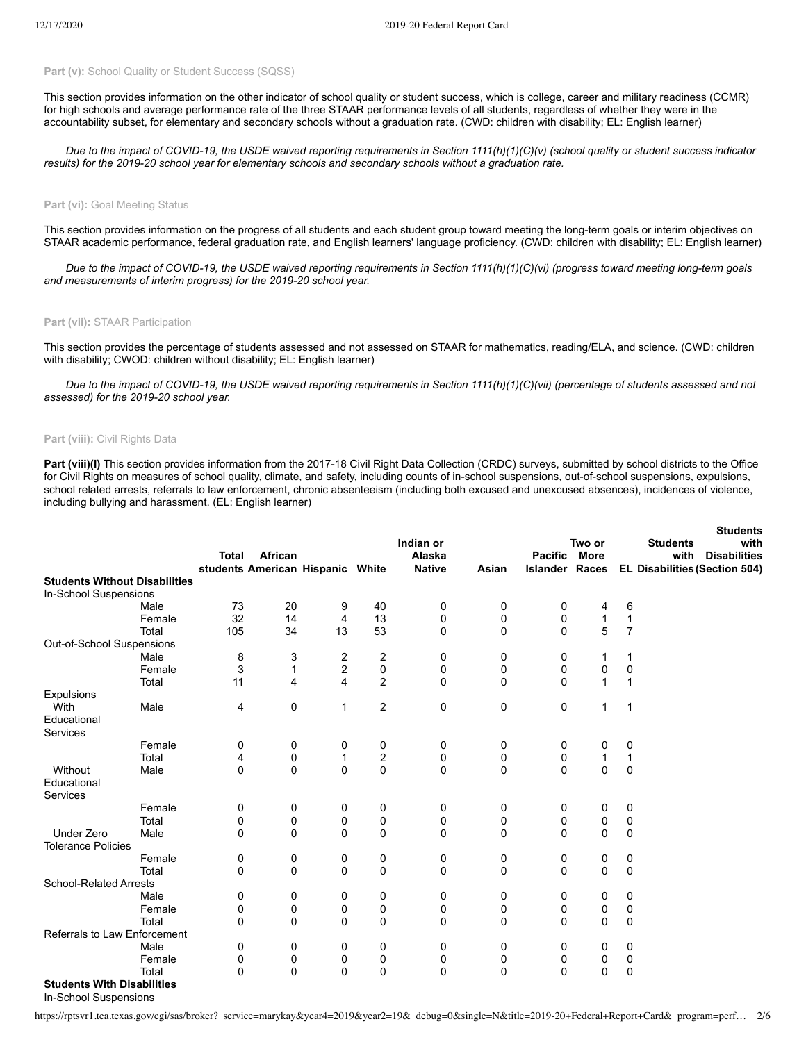**Part (v):** School Quality or Student Success (SQSS)

This section provides information on the other indicator of school quality or student success, which is college, career and military readiness (CCMR) for high schools and average performance rate of the three STAAR performance levels of all students, regardless of whether they were in the accountability subset, for elementary and secondary schools without a graduation rate. (CWD: children with disability; EL: English learner)

*Due to the impact of COVID-19, the USDE waived reporting requirements in Section 1111(h)(1)(C)(v) (school quality or student success indicator results) for the 2019-20 school year for elementary schools and secondary schools without a graduation rate.*

**Part (vi):** Goal Meeting Status

This section provides information on the progress of all students and each student group toward meeting the long-term goals or interim objectives on STAAR academic performance, federal graduation rate, and English learners' language proficiency. (CWD: children with disability; EL: English learner)

*Due to the impact of COVID-19, the USDE waived reporting requirements in Section 1111(h)(1)(C)(vi) (progress toward meeting long-term goals and measurements of interim progress) for the 2019-20 school year.*

**Part (vii):** STAAR Participation

This section provides the percentage of students assessed and not assessed on STAAR for mathematics, reading/ELA, and science. (CWD: children with disability; CWOD: children without disability; EL: English learner)

*Due to the impact of COVID-19, the USDE waived reporting requirements in Section 1111(h)(1)(C)(vii) (percentage of students assessed and not assessed) for the 2019-20 school year.*

**Part (viii):** Civil Rights Data

**Part (viii)(I)** This section provides information from the 2017-18 Civil Right Data Collection (CRDC) surveys, submitted by school districts to the Office for Civil Rights on measures of school quality, climate, and safety, including counts of in-school suspensions, out-of-school suspensions, expulsions, school related arrests, referrals to law enforcement, chronic absenteeism (including both excused and unexcused absences), incidences of violence, including bullying and harassment. (EL: English learner)

| | | Total students | African American | Hispanic | White | Indian or Alaska Native | Asian | Pacific Islander | Two or More Races | EL | Students with Disabilities | Students with Disabilities (Section 504) |
|---|---|---|---|---|---|---|---|---|---|---|---|---|
| **Students Without Disabilities** | | | | | | | | | | | | |
| In-School Suspensions | | | | | | | | | | | | |
| | Male | 73 | 20 | 9 | 40 | 0 | 0 | 0 | 4 | 6 | | |
| | Female | 32 | 14 | 4 | 13 | 0 | 0 | 0 | 1 | 1 | | |
| | Total | 105 | 34 | 13 | 53 | 0 | 0 | 0 | 5 | 7 | | |
| Out-of-School Suspensions | | | | | | | | | | | | |
| | Male | 8 | 3 | 2 | 2 | 0 | 0 | 0 | 1 | 1 | | |
| | Female | 3 | 1 | 2 | 0 | 0 | 0 | 0 | 0 | 0 | | |
| | Total | 11 | 4 | 4 | 2 | 0 | 0 | 0 | 1 | 1 | | |
| Expulsions | | | | | | | | | | | | |
| With Educational Services | Male | 4 | 0 | 1 | 2 | 0 | 0 | 0 | 1 | 1 | | |
| | Female | 0 | 0 | 0 | 0 | 0 | 0 | 0 | 0 | 0 | | |
| | Total | 4 | 0 | 1 | 2 | 0 | 0 | 0 | 1 | 1 | | |
| Without Educational Services | Male | 0 | 0 | 0 | 0 | 0 | 0 | 0 | 0 | 0 | | |
| | Female | 0 | 0 | 0 | 0 | 0 | 0 | 0 | 0 | 0 | | |
| | Total | 0 | 0 | 0 | 0 | 0 | 0 | 0 | 0 | 0 | | |
| Under Zero Tolerance Policies | Male | 0 | 0 | 0 | 0 | 0 | 0 | 0 | 0 | 0 | | |
| | Female | 0 | 0 | 0 | 0 | 0 | 0 | 0 | 0 | 0 | | |
| | Total | 0 | 0 | 0 | 0 | 0 | 0 | 0 | 0 | 0 | | |
| School-Related Arrests | | | | | | | | | | | | |
| | Male | 0 | 0 | 0 | 0 | 0 | 0 | 0 | 0 | 0 | | |
| | Female | 0 | 0 | 0 | 0 | 0 | 0 | 0 | 0 | 0 | | |
| | Total | 0 | 0 | 0 | 0 | 0 | 0 | 0 | 0 | 0 | | |
| Referrals to Law Enforcement | | | | | | | | | | | | |
| | Male | 0 | 0 | 0 | 0 | 0 | 0 | 0 | 0 | 0 | | |
| | Female | 0 | 0 | 0 | 0 | 0 | 0 | 0 | 0 | 0 | | |
| | Total | 0 | 0 | 0 | 0 | 0 | 0 | 0 | 0 | 0 | | |
| **Students With Disabilities** | | | | | | | | | | | | |
| In-School Suspensions | | | | | | | | | | | | |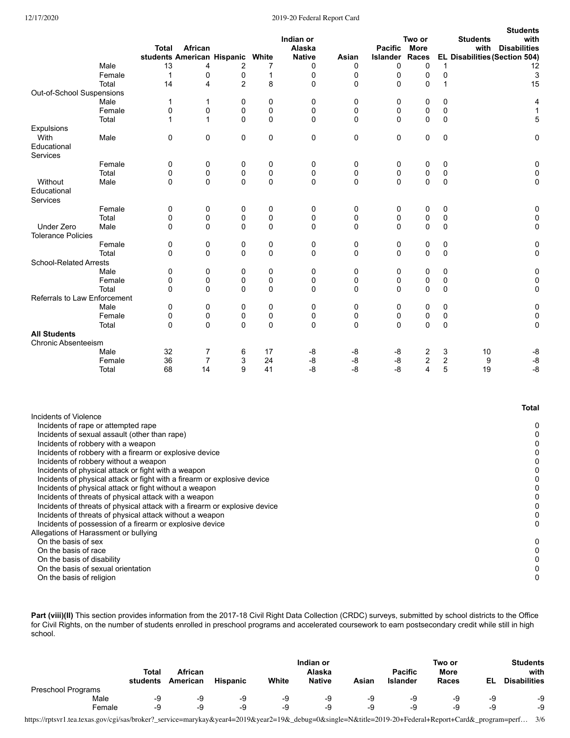| | | Total students | African American | Hispanic | White | Indian or Alaska Native | Asian | Pacific Islander | Two or More Races | EL | Students with Disabilities | Students with Disabilities (Section 504) |
|---|---|---|---|---|---|---|---|---|---|---|---|---|
| | Male | 13 | 4 | 2 | 7 | 0 | 0 | 0 | 0 | 1 | | 12 |
| | Female | 1 | 0 | 0 | 1 | 0 | 0 | 0 | 0 | 0 | | 3 |
| | Total | 14 | 4 | 2 | 8 | 0 | 0 | 0 | 0 | 1 | | 15 |
| Out-of-School Suspensions | | | | | | | | | | | | |
| | Male | 1 | 1 | 0 | 0 | 0 | 0 | 0 | 0 | 0 | | 4 |
| | Female | 0 | 0 | 0 | 0 | 0 | 0 | 0 | 0 | 0 | | 1 |
| | Total | 1 | 1 | 0 | 0 | 0 | 0 | 0 | 0 | 0 | | 5 |
| Expulsions | | | | | | | | | | | | |
| With Educational Services | Male | 0 | 0 | 0 | 0 | 0 | 0 | 0 | 0 | 0 | | 0 |
| | Female | 0 | 0 | 0 | 0 | 0 | 0 | 0 | 0 | 0 | | 0 |
| | Total | 0 | 0 | 0 | 0 | 0 | 0 | 0 | 0 | 0 | | 0 |
| Without Educational Services | Male | 0 | 0 | 0 | 0 | 0 | 0 | 0 | 0 | 0 | | 0 |
| | Female | 0 | 0 | 0 | 0 | 0 | 0 | 0 | 0 | 0 | | 0 |
| | Total | 0 | 0 | 0 | 0 | 0 | 0 | 0 | 0 | 0 | | 0 |
| Under Zero Tolerance Policies | Male | 0 | 0 | 0 | 0 | 0 | 0 | 0 | 0 | 0 | | 0 |
| | Female | 0 | 0 | 0 | 0 | 0 | 0 | 0 | 0 | 0 | | 0 |
| | Total | 0 | 0 | 0 | 0 | 0 | 0 | 0 | 0 | 0 | | 0 |
| School-Related Arrests | | | | | | | | | | | | |
| | Male | 0 | 0 | 0 | 0 | 0 | 0 | 0 | 0 | 0 | | 0 |
| | Female | 0 | 0 | 0 | 0 | 0 | 0 | 0 | 0 | 0 | | 0 |
| | Total | 0 | 0 | 0 | 0 | 0 | 0 | 0 | 0 | 0 | | 0 |
| Referrals to Law Enforcement | | | | | | | | | | | | |
| | Male | 0 | 0 | 0 | 0 | 0 | 0 | 0 | 0 | 0 | | 0 |
| | Female | 0 | 0 | 0 | 0 | 0 | 0 | 0 | 0 | 0 | | 0 |
| | Total | 0 | 0 | 0 | 0 | 0 | 0 | 0 | 0 | 0 | | 0 |
| **All Students** | | | | | | | | | | | | |
| Chronic Absenteeism | | | | | | | | | | | | |
| | Male | 32 | 7 | 6 | 17 | -8 | -8 | -8 | 2 | 3 | 10 | -8 |
| | Female | 36 | 7 | 3 | 24 | -8 | -8 | -8 | 2 | 2 | 9 | -8 |
| | Total | 68 | 14 | 9 | 41 | -8 | -8 | -8 | 4 | 5 | 19 | -8 |

| | Total |
|---|---|
| Incidents of Violence | |
| Incidents of rape or attempted rape | 0 |
| Incidents of sexual assault (other than rape) | 0 |
| Incidents of robbery with a weapon | 0 |
| Incidents of robbery with a firearm or explosive device | 0 |
| Incidents of robbery without a weapon | 0 |
| Incidents of physical attack or fight with a weapon | 0 |
| Incidents of physical attack or fight with a firearm or explosive device | 0 |
| Incidents of physical attack or fight without a weapon | 0 |
| Incidents of threats of physical attack with a weapon | 0 |
| Incidents of threats of physical attack with a firearm or explosive device | 0 |
| Incidents of threats of physical attack without a weapon | 0 |
| Incidents of possession of a firearm or explosive device | 0 |
| Allegations of Harassment or bullying | |
| On the basis of sex | 0 |
| On the basis of race | 0 |
| On the basis of disability | 0 |
| On the basis of sexual orientation | 0 |
| On the basis of religion | 0 |

**Part (viii)(II)** This section provides information from the 2017-18 Civil Right Data Collection (CRDC) surveys, submitted by school districts to the Office for Civil Rights, on the number of students enrolled in preschool programs and accelerated coursework to earn postsecondary credit while still in high school.

| | | Total students | African American | Hispanic | White | Indian or Alaska Native | Asian | Pacific Islander | Two or More Races | EL | Students with Disabilities |
|---|---|---|---|---|---|---|---|---|---|---|---|
| Preschool Programs | | | | | | | | | | | |
| | Male | -9 | -9 | -9 | -9 | -9 | -9 | -9 | -9 | -9 | -9 |
| | Female | -9 | -9 | -9 | -9 | -9 | -9 | -9 | -9 | -9 | -9 |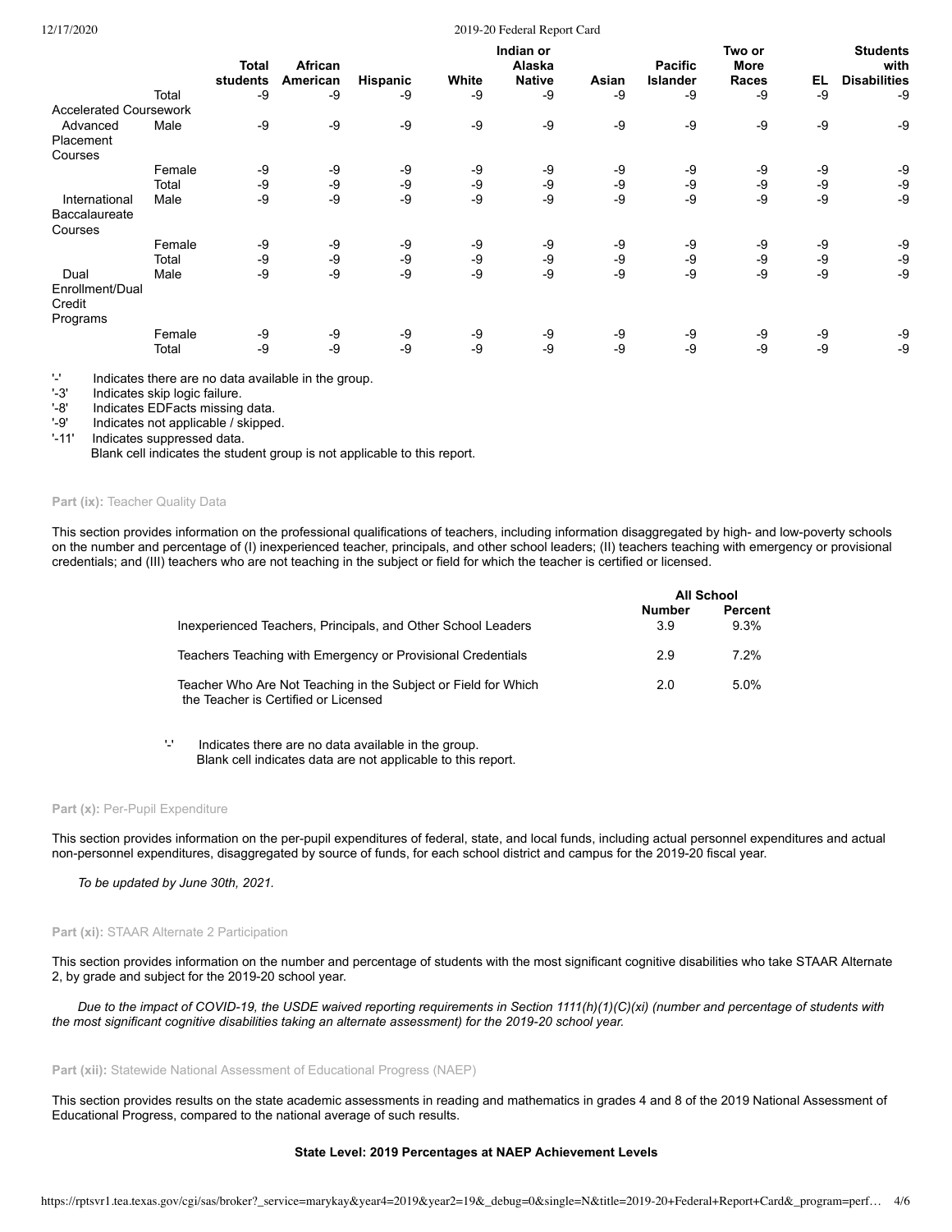| | | Total students | African American | Hispanic | White | Indian or Alaska Native | Asian | Pacific Islander | Two or More Races | EL | Students with Disabilities |
|---|---|---|---|---|---|---|---|---|---|---|---|
| | Total | -9 | -9 | -9 | -9 | -9 | -9 | -9 | -9 | -9 | -9 |
| Accelerated Coursework | | | | | | | | | | | |
| Advanced Placement Courses | Male | -9 | -9 | -9 | -9 | -9 | -9 | -9 | -9 | -9 | -9 |
| | Female | -9 | -9 | -9 | -9 | -9 | -9 | -9 | -9 | -9 | -9 |
| | Total | -9 | -9 | -9 | -9 | -9 | -9 | -9 | -9 | -9 | -9 |
| International Baccalaureate Courses | Male | -9 | -9 | -9 | -9 | -9 | -9 | -9 | -9 | -9 | -9 |
| | Female | -9 | -9 | -9 | -9 | -9 | -9 | -9 | -9 | -9 | -9 |
| | Total | -9 | -9 | -9 | -9 | -9 | -9 | -9 | -9 | -9 | -9 |
| Dual Enrollment/Dual Credit Programs | Male | -9 | -9 | -9 | -9 | -9 | -9 | -9 | -9 | -9 | -9 |
| | Female | -9 | -9 | -9 | -9 | -9 | -9 | -9 | -9 | -9 | -9 |
| | Total | -9 | -9 | -9 | -9 | -9 | -9 | -9 | -9 | -9 | -9 |

'-' Indicates there are no data available in the group.
'-3' Indicates skip logic failure.
'-8' Indicates EDFacts missing data.
'-9' Indicates not applicable / skipped.
'-11' Indicates suppressed data.
Blank cell indicates the student group is not applicable to this report.

**Part (ix):** Teacher Quality Data

This section provides information on the professional qualifications of teachers, including information disaggregated by high- and low-poverty schools on the number and percentage of (I) inexperienced teacher, principals, and other school leaders; (II) teachers teaching with emergency or provisional credentials; and (III) teachers who are not teaching in the subject or field for which the teacher is certified or licensed.

| | All School | |
|---|---|---|
| | Number | Percent |
| Inexperienced Teachers, Principals, and Other School Leaders | 3.9 | 9.3% |
| Teachers Teaching with Emergency or Provisional Credentials | 2.9 | 7.2% |
| Teacher Who Are Not Teaching in the Subject or Field for Which the Teacher is Certified or Licensed | 2.0 | 5.0% |

'-' Indicates there are no data available in the group.
Blank cell indicates data are not applicable to this report.

**Part (x):** Per-Pupil Expenditure

This section provides information on the per-pupil expenditures of federal, state, and local funds, including actual personnel expenditures and actual non-personnel expenditures, disaggregated by source of funds, for each school district and campus for the 2019-20 fiscal year.

*To be updated by June 30th, 2021.*

**Part (xi):** STAAR Alternate 2 Participation

This section provides information on the number and percentage of students with the most significant cognitive disabilities who take STAAR Alternate 2, by grade and subject for the 2019-20 school year.

*Due to the impact of COVID-19, the USDE waived reporting requirements in Section 1111(h)(1)(C)(xi) (number and percentage of students with the most significant cognitive disabilities taking an alternate assessment) for the 2019-20 school year.*

**Part (xii):** Statewide National Assessment of Educational Progress (NAEP)

This section provides results on the state academic assessments in reading and mathematics in grades 4 and 8 of the 2019 National Assessment of Educational Progress, compared to the national average of such results.

**State Level: 2019 Percentages at NAEP Achievement Levels**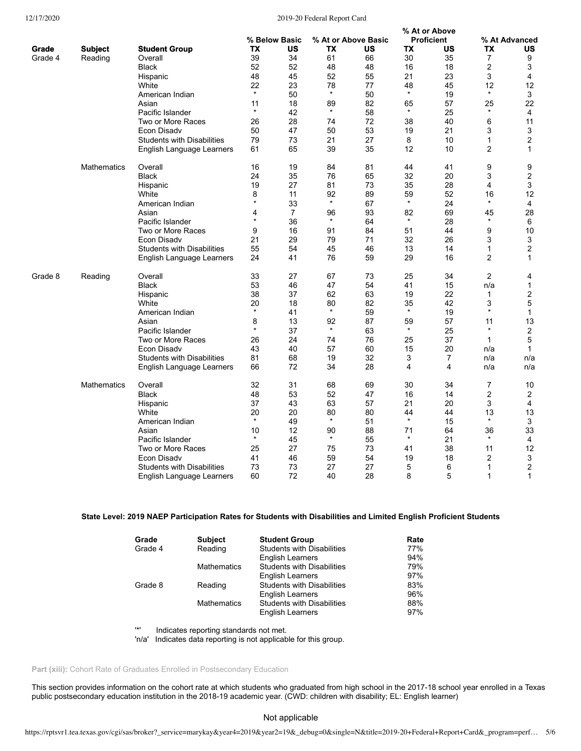| Grade | Subject | Student Group | % Below Basic | | % At or Above Basic | | % At or Above Proficient | | % At Advanced | |
|---|---|---|---|---|---|---|---|---|---|---|
| | | | TX | US | TX | US | TX | US | TX | US |
| Grade 4 | Reading | Overall | 39 | 34 | 61 | 66 | 30 | 35 | 7 | 9 |
| | | Black | 52 | 52 | 48 | 48 | 16 | 18 | 2 | 3 |
| | | Hispanic | 48 | 45 | 52 | 55 | 21 | 23 | 3 | 4 |
| | | White | 22 | 23 | 78 | 77 | 48 | 45 | 12 | 12 |
| | | American Indian | * | 50 | * | 50 | * | 19 | * | 3 |
| | | Asian | 11 | 18 | 89 | 82 | 65 | 57 | 25 | 22 |
| | | Pacific Islander | * | 42 | * | 58 | * | 25 | * | 4 |
| | | Two or More Races | 26 | 28 | 74 | 72 | 38 | 40 | 6 | 11 |
| | | Econ Disadv | 50 | 47 | 50 | 53 | 19 | 21 | 3 | 3 |
| | | Students with Disabilities | 79 | 73 | 21 | 27 | 8 | 10 | 1 | 2 |
| | | English Language Learners | 61 | 65 | 39 | 35 | 12 | 10 | 2 | 1 |
| | Mathematics | Overall | 16 | 19 | 84 | 81 | 44 | 41 | 9 | 9 |
| | | Black | 24 | 35 | 76 | 65 | 32 | 20 | 3 | 2 |
| | | Hispanic | 19 | 27 | 81 | 73 | 35 | 28 | 4 | 3 |
| | | White | 8 | 11 | 92 | 89 | 59 | 52 | 16 | 12 |
| | | American Indian | * | 33 | * | 67 | * | 24 | * | 4 |
| | | Asian | 4 | 7 | 96 | 93 | 82 | 69 | 45 | 28 |
| | | Pacific Islander | * | 36 | * | 64 | * | 28 | * | 6 |
| | | Two or More Races | 9 | 16 | 91 | 84 | 51 | 44 | 9 | 10 |
| | | Econ Disadv | 21 | 29 | 79 | 71 | 32 | 26 | 3 | 3 |
| | | Students with Disabilities | 55 | 54 | 45 | 46 | 13 | 14 | 1 | 2 |
| | | English Language Learners | 24 | 41 | 76 | 59 | 29 | 16 | 2 | 1 |
| Grade 8 | Reading | Overall | 33 | 27 | 67 | 73 | 25 | 34 | 2 | 4 |
| | | Black | 53 | 46 | 47 | 54 | 41 | 15 | n/a | 1 |
| | | Hispanic | 38 | 37 | 62 | 63 | 19 | 22 | 1 | 2 |
| | | White | 20 | 18 | 80 | 82 | 35 | 42 | 3 | 5 |
| | | American Indian | * | 41 | * | 59 | * | 19 | * | 1 |
| | | Asian | 8 | 13 | 92 | 87 | 59 | 57 | 11 | 13 |
| | | Pacific Islander | * | 37 | * | 63 | * | 25 | * | 2 |
| | | Two or More Races | 26 | 24 | 74 | 76 | 25 | 37 | 1 | 5 |
| | | Econ Disadv | 43 | 40 | 57 | 60 | 15 | 20 | n/a | 1 |
| | | Students with Disabilities | 81 | 68 | 19 | 32 | 3 | 7 | n/a | n/a |
| | | English Language Learners | 66 | 72 | 34 | 28 | 4 | 4 | n/a | n/a |
| | Mathematics | Overall | 32 | 31 | 68 | 69 | 30 | 34 | 7 | 10 |
| | | Black | 48 | 53 | 52 | 47 | 16 | 14 | 2 | 2 |
| | | Hispanic | 37 | 43 | 63 | 57 | 21 | 20 | 3 | 4 |
| | | White | 20 | 20 | 80 | 80 | 44 | 44 | 13 | 13 |
| | | American Indian | * | 49 | * | 51 | * | 15 | * | 3 |
| | | Asian | 10 | 12 | 90 | 88 | 71 | 64 | 36 | 33 |
| | | Pacific Islander | * | 45 | * | 55 | * | 21 | * | 4 |
| | | Two or More Races | 25 | 27 | 75 | 73 | 41 | 38 | 11 | 12 |
| | | Econ Disadv | 41 | 46 | 59 | 54 | 19 | 18 | 2 | 3 |
| | | Students with Disabilities | 73 | 73 | 27 | 27 | 5 | 6 | 1 | 2 |
| | | English Language Learners | 60 | 72 | 40 | 28 | 8 | 5 | 1 | 1 |

**State Level: 2019 NAEP Participation Rates for Students with Disabilities and Limited English Proficient Students**

| Grade | Subject | Student Group | Rate |
|---|---|---|---|
| Grade 4 | Reading | Students with Disabilities | 77% |
| | | English Learners | 94% |
| | Mathematics | Students with Disabilities | 79% |
| | | English Learners | 97% |
| Grade 8 | Reading | Students with Disabilities | 83% |
| | | English Learners | 96% |
| | Mathematics | Students with Disabilities | 88% |
| | | English Learners | 97% |

'*' Indicates reporting standards not met.
'n/a' Indicates data reporting is not applicable for this group.

**Part (xiii):** Cohort Rate of Graduates Enrolled in Postsecondary Education

This section provides information on the cohort rate at which students who graduated from high school in the 2017-18 school year enrolled in a Texas public postsecondary education institution in the 2018-19 academic year. (CWD: children with disability; EL: English learner)

Not applicable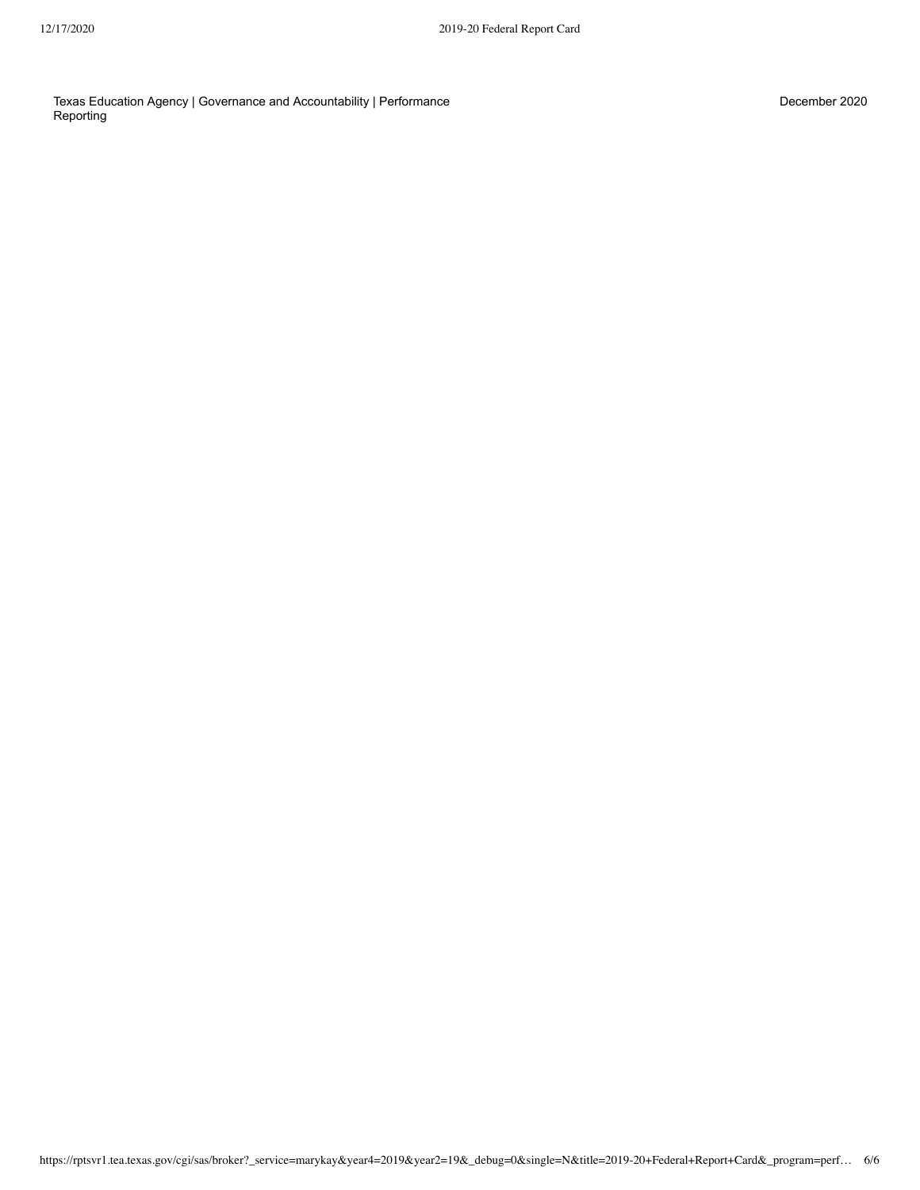Texas Education Agency | Governance and Accountability | Performance Reporting

December 2020